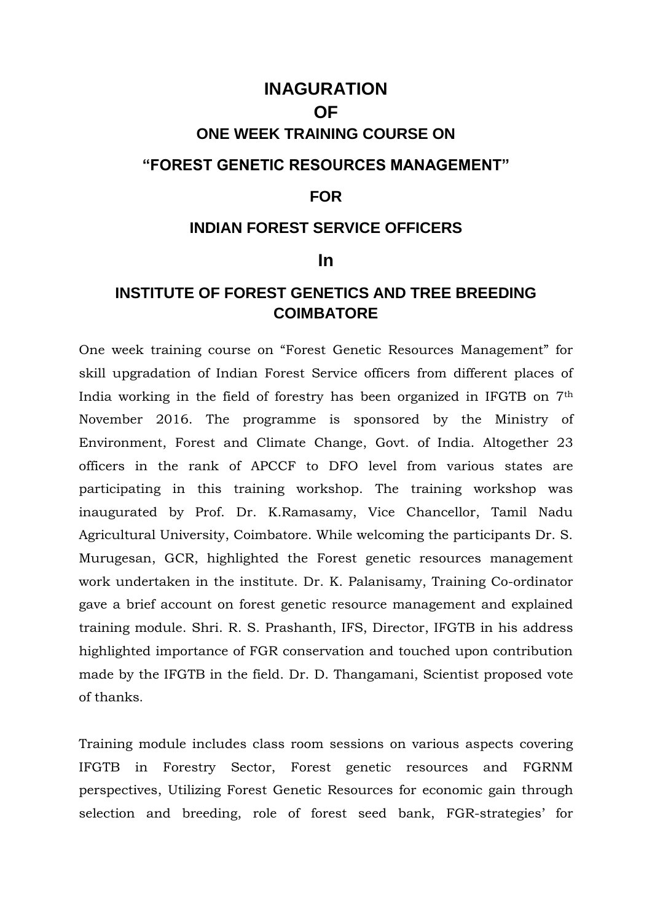# INAGURATION
# OF
## ONE WEEK TRAINING COURSE ON
## "FOREST GENETIC RESOURCES MANAGEMENT"
## FOR
## INDIAN FOREST SERVICE OFFICERS
## In
## INSTITUTE OF FOREST GENETICS AND TREE BREEDING COIMBATORE

One week training course on "Forest Genetic Resources Management" for skill upgradation of Indian Forest Service officers from different places of India working in the field of forestry has been organized in IFGTB on 7th November 2016. The programme is sponsored by the Ministry of Environment, Forest and Climate Change, Govt. of India. Altogether 23 officers in the rank of APCCF to DFO level from various states are participating in this training workshop. The training workshop was inaugurated by Prof. Dr. K.Ramasamy, Vice Chancellor, Tamil Nadu Agricultural University, Coimbatore. While welcoming the participants Dr. S. Murugesan, GCR, highlighted the Forest genetic resources management work undertaken in the institute. Dr. K. Palanisamy, Training Co-ordinator gave a brief account on forest genetic resource management and explained training module. Shri. R. S. Prashanth, IFS, Director, IFGTB in his address highlighted importance of FGR conservation and touched upon contribution made by the IFGTB in the field. Dr. D. Thangamani, Scientist proposed vote of thanks.

Training module includes class room sessions on various aspects covering IFGTB in Forestry Sector, Forest genetic resources and FGRNM perspectives, Utilizing Forest Genetic Resources for economic gain through selection and breeding, role of forest seed bank, FGR-strategies' for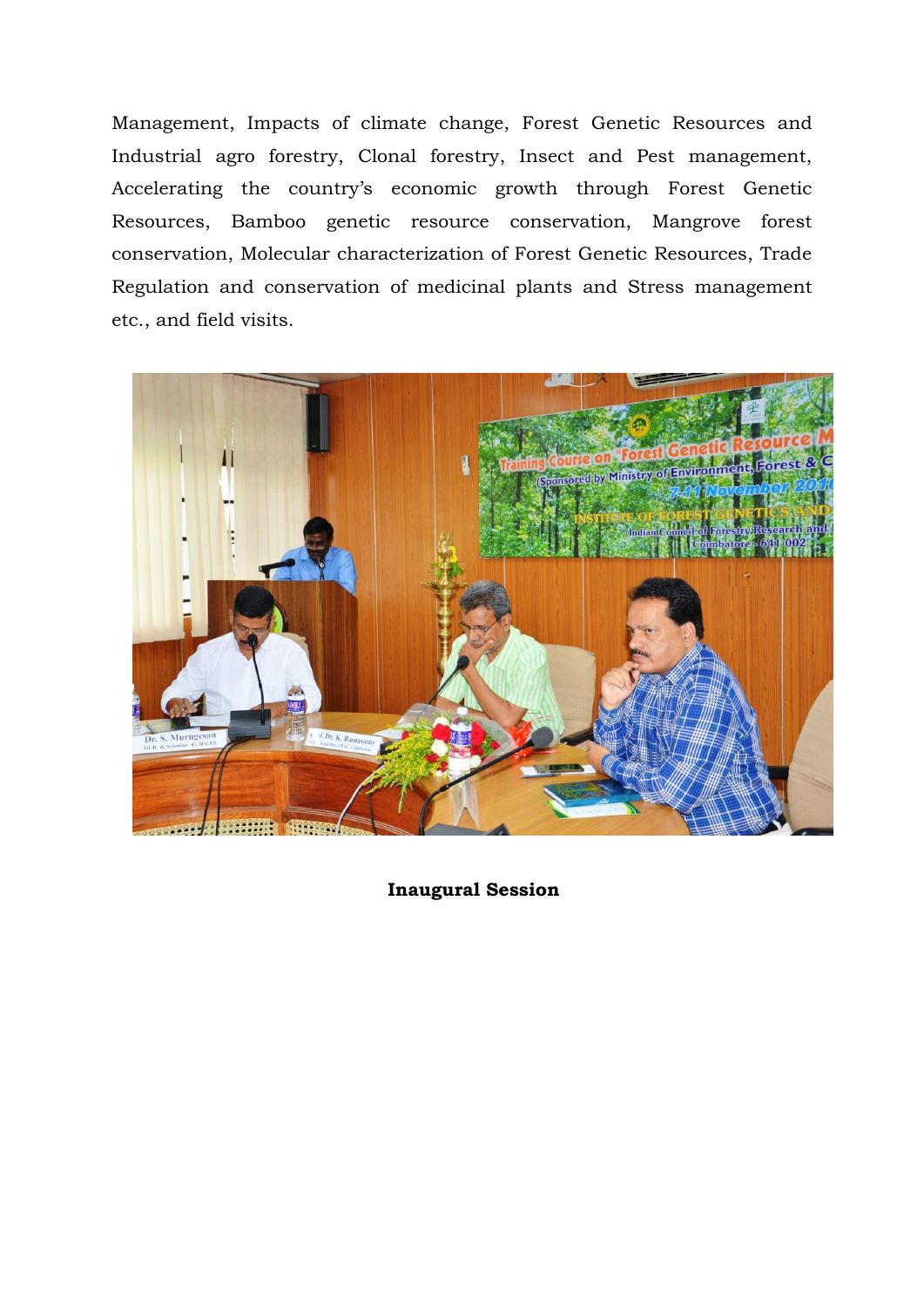Management, Impacts of climate change, Forest Genetic Resources and Industrial agro forestry, Clonal forestry, Insect and Pest management, Accelerating the country's economic growth through Forest Genetic Resources, Bamboo genetic resource conservation, Mangrove forest conservation, Molecular characterization of Forest Genetic Resources, Trade Regulation and conservation of medicinal plants and Stress management etc., and field visits.

**Inaugural Session**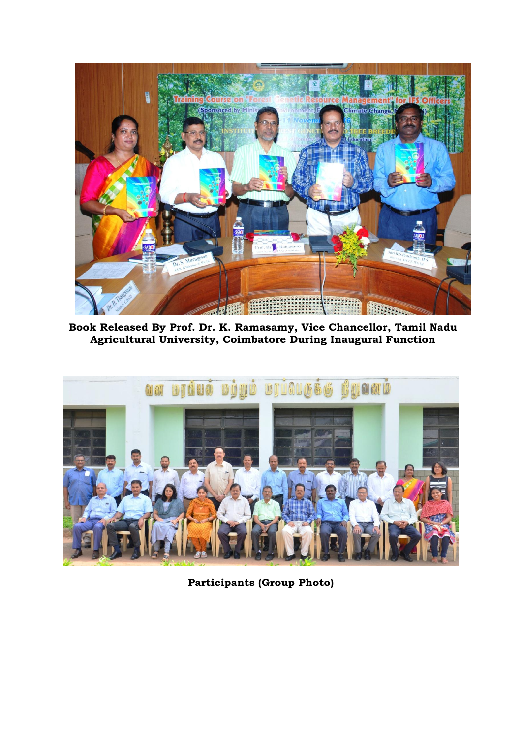**Book Released By Prof. Dr. K. Ramasamy, Vice Chancellor, Tamil Nadu Agricultural University, Coimbatore During Inaugural Function**

**Participants (Group Photo)**